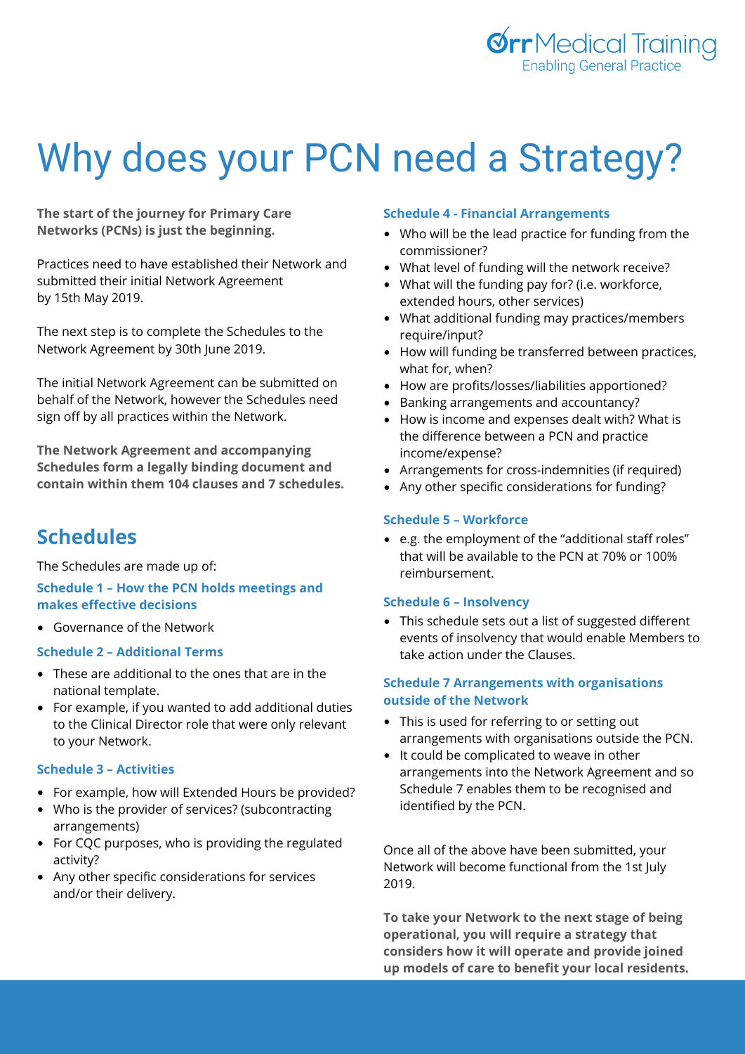# Why does your PCN need a Strategy?

**The start of the journey for Primary Care Networks (PCNs) is just the beginning.**

Practices need to have established their Network and submitted their initial Network Agreement by 15th May 2019.

The next step is to complete the Schedules to the Network Agreement by 30th June 2019.

The initial Network Agreement can be submitted on behalf of the Network, however the Schedules need sign off by all practices within the Network.

**The Network Agreement and accompanying Schedules form a legally binding document and contain within them 104 clauses and 7 schedules.**

## Schedules

The Schedules are made up of:

### Schedule 1 – How the PCN holds meetings and makes effective decisions

- Governance of the Network

### Schedule 2 – Additional Terms

- These are additional to the ones that are in the national template.
- For example, if you wanted to add additional duties to the Clinical Director role that were only relevant to your Network.

### Schedule 3 – Activities

- For example, how will Extended Hours be provided?
- Who is the provider of services? (subcontracting arrangements)
- For CQC purposes, who is providing the regulated activity?
- Any other specific considerations for services and/or their delivery.

### Schedule 4 - Financial Arrangements

- Who will be the lead practice for funding from the commissioner?
- What level of funding will the network receive?
- What will the funding pay for? (i.e. workforce, extended hours, other services)
- What additional funding may practices/members require/input?
- How will funding be transferred between practices, what for, when?
- How are profits/losses/liabilities apportioned?
- Banking arrangements and accountancy?
- How is income and expenses dealt with? What is the difference between a PCN and practice income/expense?
- Arrangements for cross-indemnities (if required)
- Any other specific considerations for funding?

### Schedule 5 – Workforce

- e.g. the employment of the "additional staff roles" that will be available to the PCN at 70% or 100% reimbursement.

### Schedule 6 – Insolvency

- This schedule sets out a list of suggested different events of insolvency that would enable Members to take action under the Clauses.

### Schedule 7 Arrangements with organisations outside of the Network

- This is used for referring to or setting out arrangements with organisations outside the PCN.
- It could be complicated to weave in other arrangements into the Network Agreement and so Schedule 7 enables them to be recognised and identified by the PCN.

Once all of the above have been submitted, your Network will become functional from the 1st July 2019.

**To take your Network to the next stage of being operational, you will require a strategy that considers how it will operate and provide joined up models of care to benefit your local residents.**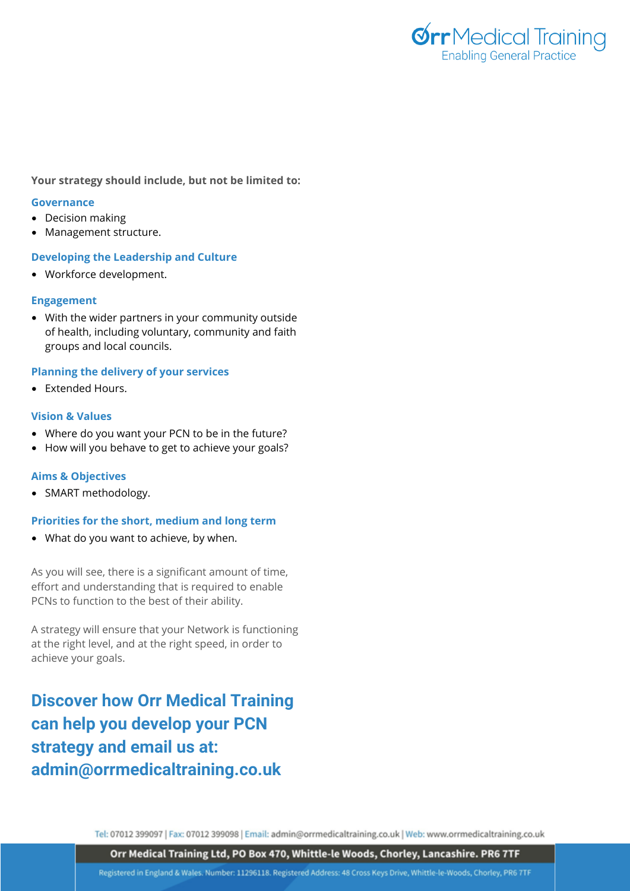**Your strategy should include, but not be limited to:**

### Governance

- Decision making
- Management structure.

### Developing the Leadership and Culture

- Workforce development.

### Engagement

- With the wider partners in your community outside of health, including voluntary, community and faith groups and local councils.

### Planning the delivery of your services

- Extended Hours.

### Vision & Values

- Where do you want your PCN to be in the future?
- How will you behave to get to achieve your goals?

### Aims & Objectives

- SMART methodology.

### Priorities for the short, medium and long term

- What do you want to achieve, by when.

As you will see, there is a significant amount of time, effort and understanding that is required to enable PCNs to function to the best of their ability.

A strategy will ensure that your Network is functioning at the right level, and at the right speed, in order to achieve your goals.

## Discover how Orr Medical Training can help you develop your PCN strategy and email us at: admin@orrmedicaltraining.co.uk

Tel: 07012 399097 | Fax: 07012 399098 | Email: admin@orrmedicaltraining.co.uk | Web: www.orrmedicaltraining.co.uk

**Orr Medical Training Ltd, PO Box 470, Whittle-le Woods, Chorley, Lancashire. PR6 7TF**

Registered in England & Wales. Number: 11296118. Registered Address: 48 Cross Keys Drive, Whittle-le-Woods, Chorley, PR6 7TF